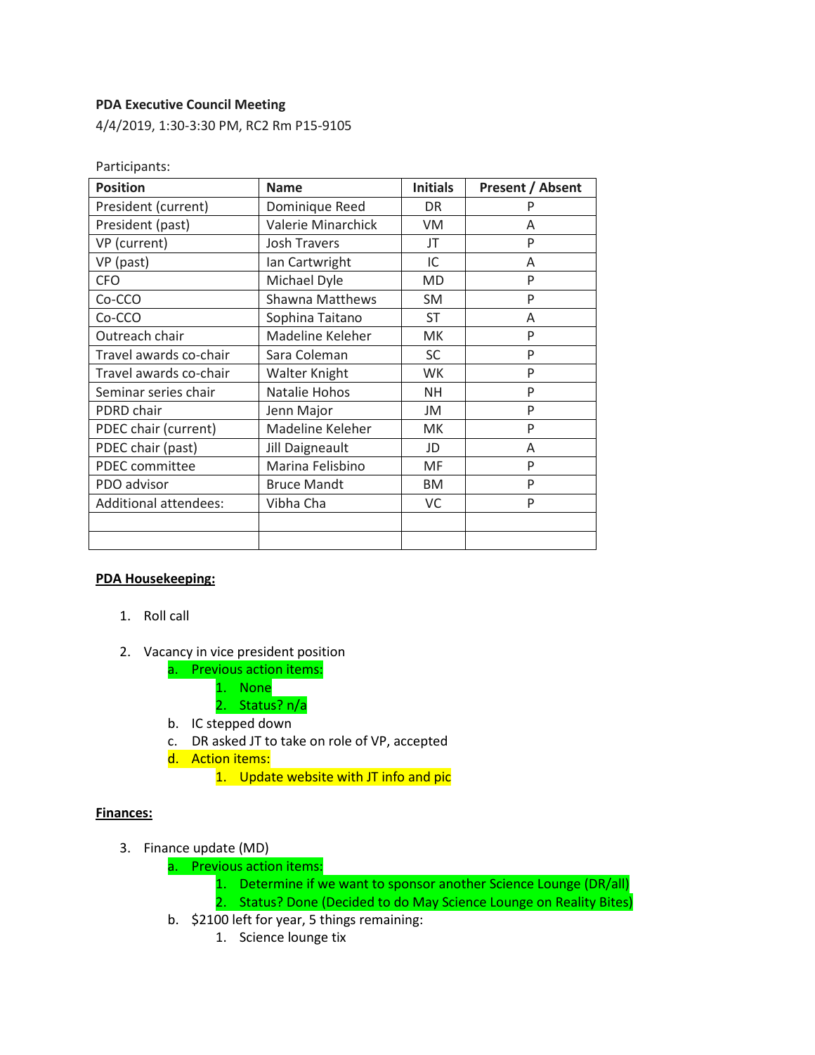**PDA Executive Council Meeting**

4/4/2019, 1:30-3:30 PM, RC2 Rm P15-9105

Participants:

| Position | Name | Initials | Present / Absent |
|---|---|---|---|
| President (current) | Dominique Reed | DR | P |
| President (past) | Valerie Minarchick | VM | A |
| VP (current) | Josh Travers | JT | P |
| VP (past) | Ian Cartwright | IC | A |
| CFO | Michael Dyle | MD | P |
| Co-CCO | Shawna Matthews | SM | P |
| Co-CCO | Sophina Taitano | ST | A |
| Outreach chair | Madeline Keleher | MK | P |
| Travel awards co-chair | Sara Coleman | SC | P |
| Travel awards co-chair | Walter Knight | WK | P |
| Seminar series chair | Natalie Hohos | NH | P |
| PDRD chair | Jenn Major | JM | P |
| PDEC chair (current) | Madeline Keleher | MK | P |
| PDEC chair (past) | Jill Daigneault | JD | A |
| PDEC committee | Marina Felisbino | MF | P |
| PDO advisor | Bruce Mandt | BM | P |
| Additional attendees: | Vibha Cha | VC | P |
| | | | |
| | | | |

**PDA Housekeeping:**

1. Roll call

2. Vacancy in vice president position
   a. Previous action items:
      1. None
      2. Status? n/a
   b. IC stepped down
   c. DR asked JT to take on role of VP, accepted
   d. Action items:
      1. Update website with JT info and pic

**Finances:**

3. Finance update (MD)
   a. Previous action items:
      1. Determine if we want to sponsor another Science Lounge (DR/all)
      2. Status? Done (Decided to do May Science Lounge on Reality Bites)
   b. $2100 left for year, 5 things remaining:
      1. Science lounge tix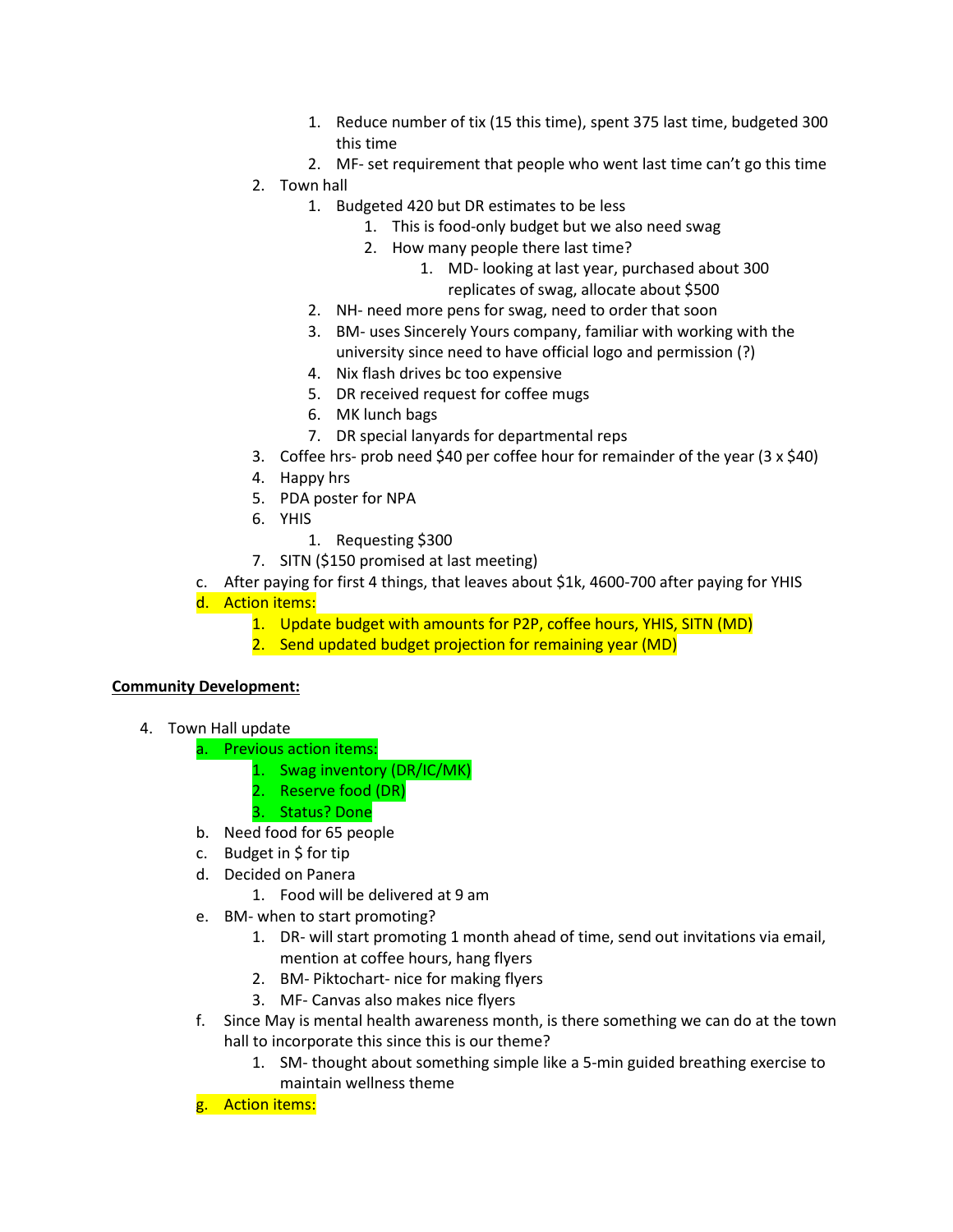1. Reduce number of tix (15 this time), spent 375 last time, budgeted 300 this time
            2. MF- set requirement that people who went last time can't go this time
    2. Town hall
        1. Budgeted 420 but DR estimates to be less
            1. This is food-only budget but we also need swag
            2. How many people there last time?
                1. MD- looking at last year, purchased about 300 replicates of swag, allocate about $500
        2. NH- need more pens for swag, need to order that soon
        3. BM- uses Sincerely Yours company, familiar with working with the university since need to have official logo and permission (?)
        4. Nix flash drives bc too expensive
        5. DR received request for coffee mugs
        6. MK lunch bags
        7. DR special lanyards for departmental reps
    3. Coffee hrs- prob need $40 per coffee hour for remainder of the year (3 x $40)
    4. Happy hrs
    5. PDA poster for NPA
    6. YHIS
        1. Requesting $300
    7. SITN ($150 promised at last meeting)

c. After paying for first 4 things, that leaves about $1k, 4600-700 after paying for YHIS

d. Action items:
    1. Update budget with amounts for P2P, coffee hours, YHIS, SITN (MD)
    2. Send updated budget projection for remaining year (MD)

**Community Development:**

4. Town Hall update

    a. Previous action items:
        1. Swag inventory (DR/IC/MK)
        2. Reserve food (DR)
        3. Status? Done

    b. Need food for 65 people

    c. Budget in $ for tip

    d. Decided on Panera
        1. Food will be delivered at 9 am

    e. BM- when to start promoting?
        1. DR- will start promoting 1 month ahead of time, send out invitations via email, mention at coffee hours, hang flyers
        2. BM- Piktochart- nice for making flyers
        3. MF- Canvas also makes nice flyers

    f. Since May is mental health awareness month, is there something we can do at the town hall to incorporate this since this is our theme?
        1. SM- thought about something simple like a 5-min guided breathing exercise to maintain wellness theme

    g. Action items: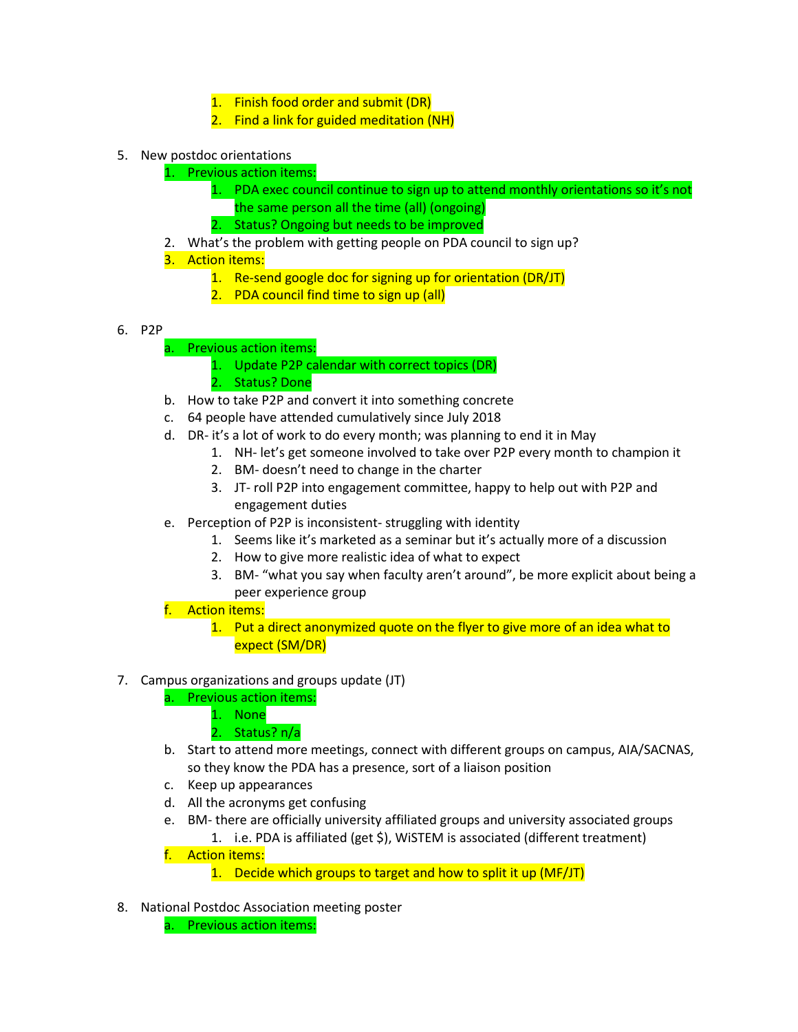1. Finish food order and submit (DR)
      2. Find a link for guided meditation (NH)

5. New postdoc orientations
   1. Previous action items:
      1. PDA exec council continue to sign up to attend monthly orientations so it's not the same person all the time (all) (ongoing)
      2. Status? Ongoing but needs to be improved
   2. What's the problem with getting people on PDA council to sign up?
   3. Action items:
      1. Re-send google doc for signing up for orientation (DR/JT)
      2. PDA council find time to sign up (all)

6. P2P
   a. Previous action items:
      1. Update P2P calendar with correct topics (DR)
      2. Status? Done
   b. How to take P2P and convert it into something concrete
   c. 64 people have attended cumulatively since July 2018
   d. DR- it's a lot of work to do every month; was planning to end it in May
      1. NH- let's get someone involved to take over P2P every month to champion it
      2. BM- doesn't need to change in the charter
      3. JT- roll P2P into engagement committee, happy to help out with P2P and engagement duties
   e. Perception of P2P is inconsistent- struggling with identity
      1. Seems like it's marketed as a seminar but it's actually more of a discussion
      2. How to give more realistic idea of what to expect
      3. BM- "what you say when faculty aren't around", be more explicit about being a peer experience group
   f. Action items:
      1. Put a direct anonymized quote on the flyer to give more of an idea what to expect (SM/DR)

7. Campus organizations and groups update (JT)
   a. Previous action items:
      1. None
      2. Status? n/a
   b. Start to attend more meetings, connect with different groups on campus, AIA/SACNAS, so they know the PDA has a presence, sort of a liaison position
   c. Keep up appearances
   d. All the acronyms get confusing
   e. BM- there are officially university affiliated groups and university associated groups
      1. i.e. PDA is affiliated (get $), WiSTEM is associated (different treatment)
   f. Action items:
      1. Decide which groups to target and how to split it up (MF/JT)

8. National Postdoc Association meeting poster
   a. Previous action items: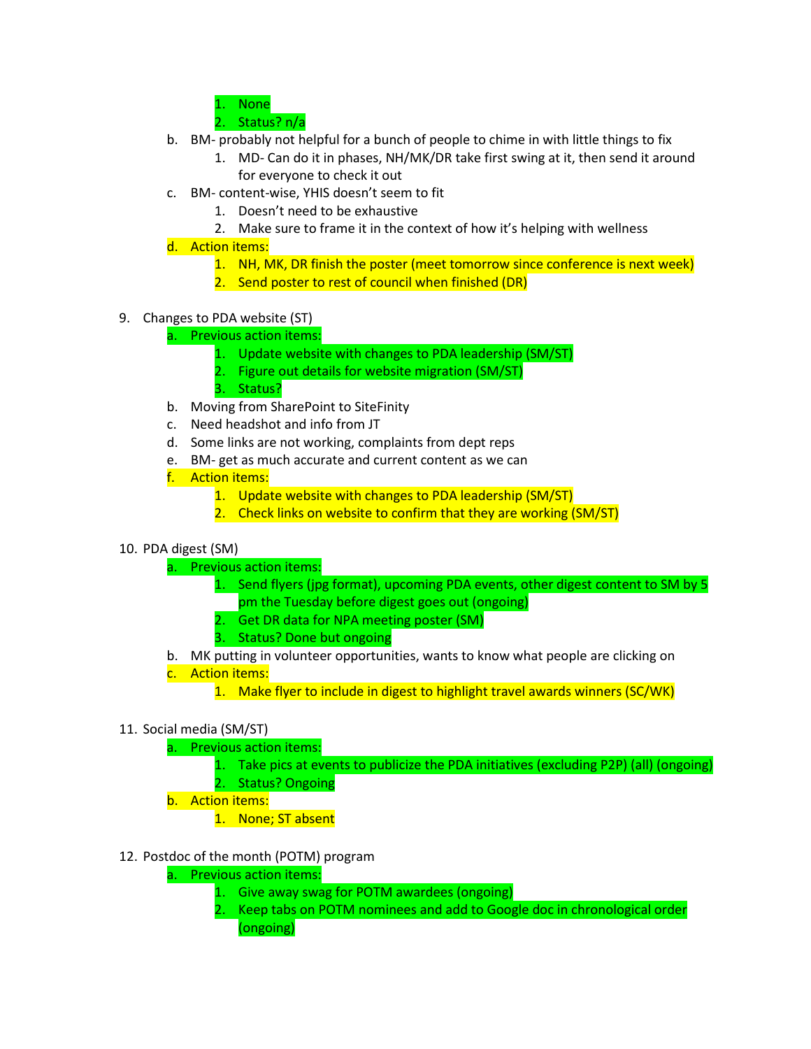1. None
      2. Status? n/a
   b. BM- probably not helpful for a bunch of people to chime in with little things to fix
      1. MD- Can do it in phases, NH/MK/DR take first swing at it, then send it around for everyone to check it out
   c. BM- content-wise, YHIS doesn't seem to fit
      1. Doesn't need to be exhaustive
      2. Make sure to frame it in the context of how it's helping with wellness
   d. Action items:
      1. NH, MK, DR finish the poster (meet tomorrow since conference is next week)
      2. Send poster to rest of council when finished (DR)

9. Changes to PDA website (ST)
   a. Previous action items:
      1. Update website with changes to PDA leadership (SM/ST)
      2. Figure out details for website migration (SM/ST)
      3. Status?
   b. Moving from SharePoint to SiteFinity
   c. Need headshot and info from JT
   d. Some links are not working, complaints from dept reps
   e. BM- get as much accurate and current content as we can
   f. Action items:
      1. Update website with changes to PDA leadership (SM/ST)
      2. Check links on website to confirm that they are working (SM/ST)

10. PDA digest (SM)
    a. Previous action items:
       1. Send flyers (jpg format), upcoming PDA events, other digest content to SM by 5 pm the Tuesday before digest goes out (ongoing)
       2. Get DR data for NPA meeting poster (SM)
       3. Status? Done but ongoing
    b. MK putting in volunteer opportunities, wants to know what people are clicking on
    c. Action items:
       1. Make flyer to include in digest to highlight travel awards winners (SC/WK)

11. Social media (SM/ST)
    a. Previous action items:
       1. Take pics at events to publicize the PDA initiatives (excluding P2P) (all) (ongoing)
       2. Status? Ongoing
    b. Action items:
       1. None; ST absent

12. Postdoc of the month (POTM) program
    a. Previous action items:
       1. Give away swag for POTM awardees (ongoing)
       2. Keep tabs on POTM nominees and add to Google doc in chronological order (ongoing)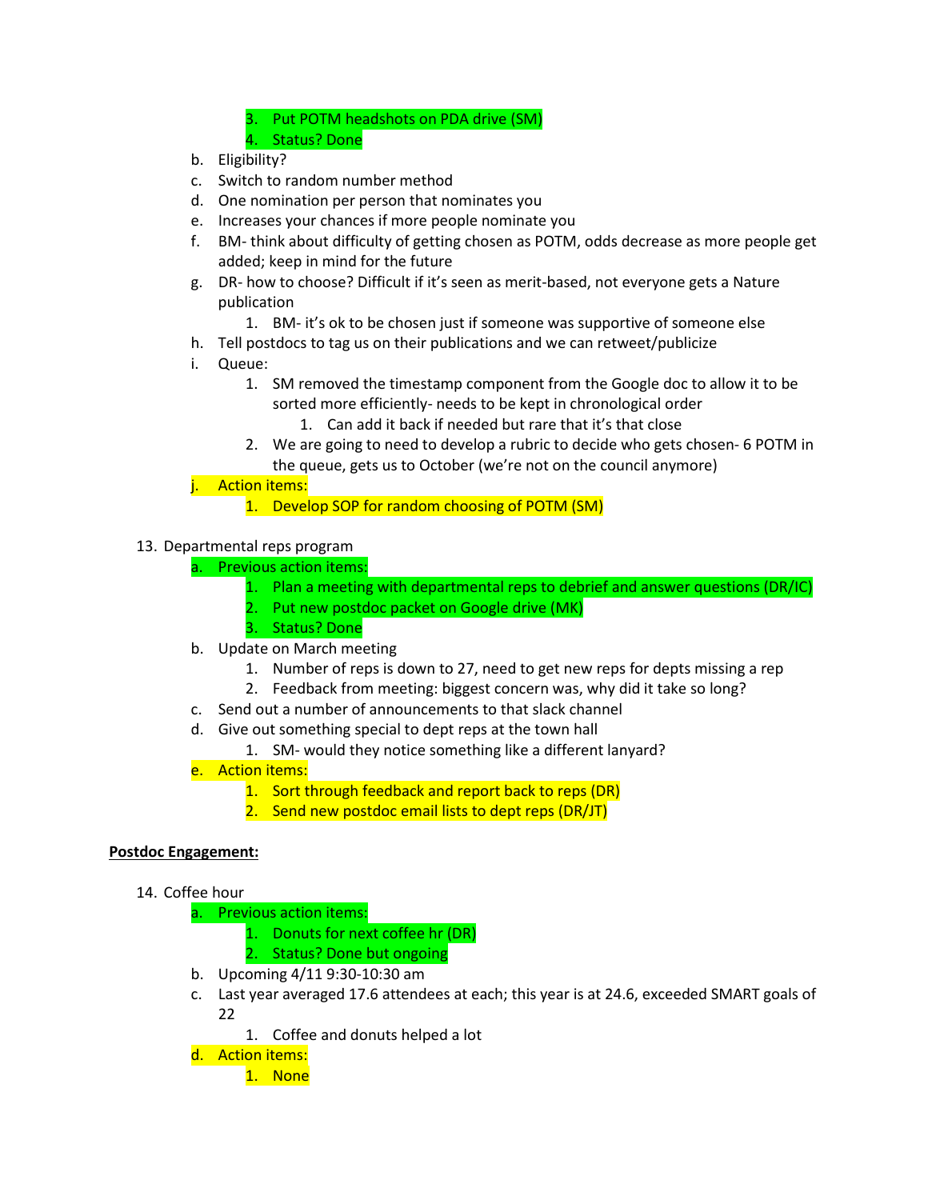3. Put POTM headshots on PDA drive (SM)
      4. Status? Done
   b. Eligibility?
   c. Switch to random number method
   d. One nomination per person that nominates you
   e. Increases your chances if more people nominate you
   f. BM- think about difficulty of getting chosen as POTM, odds decrease as more people get added; keep in mind for the future
   g. DR- how to choose? Difficult if it's seen as merit-based, not everyone gets a Nature publication
      1. BM- it's ok to be chosen just if someone was supportive of someone else
   h. Tell postdocs to tag us on their publications and we can retweet/publicize
   i. Queue:
      1. SM removed the timestamp component from the Google doc to allow it to be sorted more efficiently- needs to be kept in chronological order
         1. Can add it back if needed but rare that it's that close
      2. We are going to need to develop a rubric to decide who gets chosen- 6 POTM in the queue, gets us to October (we're not on the council anymore)
   j. Action items:
      1. Develop SOP for random choosing of POTM (SM)

13. Departmental reps program
   a. Previous action items:
      1. Plan a meeting with departmental reps to debrief and answer questions (DR/IC)
      2. Put new postdoc packet on Google drive (MK)
      3. Status? Done
   b. Update on March meeting
      1. Number of reps is down to 27, need to get new reps for depts missing a rep
      2. Feedback from meeting: biggest concern was, why did it take so long?
   c. Send out a number of announcements to that slack channel
   d. Give out something special to dept reps at the town hall
      1. SM- would they notice something like a different lanyard?
   e. Action items:
      1. Sort through feedback and report back to reps (DR)
      2. Send new postdoc email lists to dept reps (DR/JT)

**Postdoc Engagement:**

14. Coffee hour
   a. Previous action items:
      1. Donuts for next coffee hr (DR)
      2. Status? Done but ongoing
   b. Upcoming 4/11 9:30-10:30 am
   c. Last year averaged 17.6 attendees at each; this year is at 24.6, exceeded SMART goals of 22
      1. Coffee and donuts helped a lot
   d. Action items:
      1. None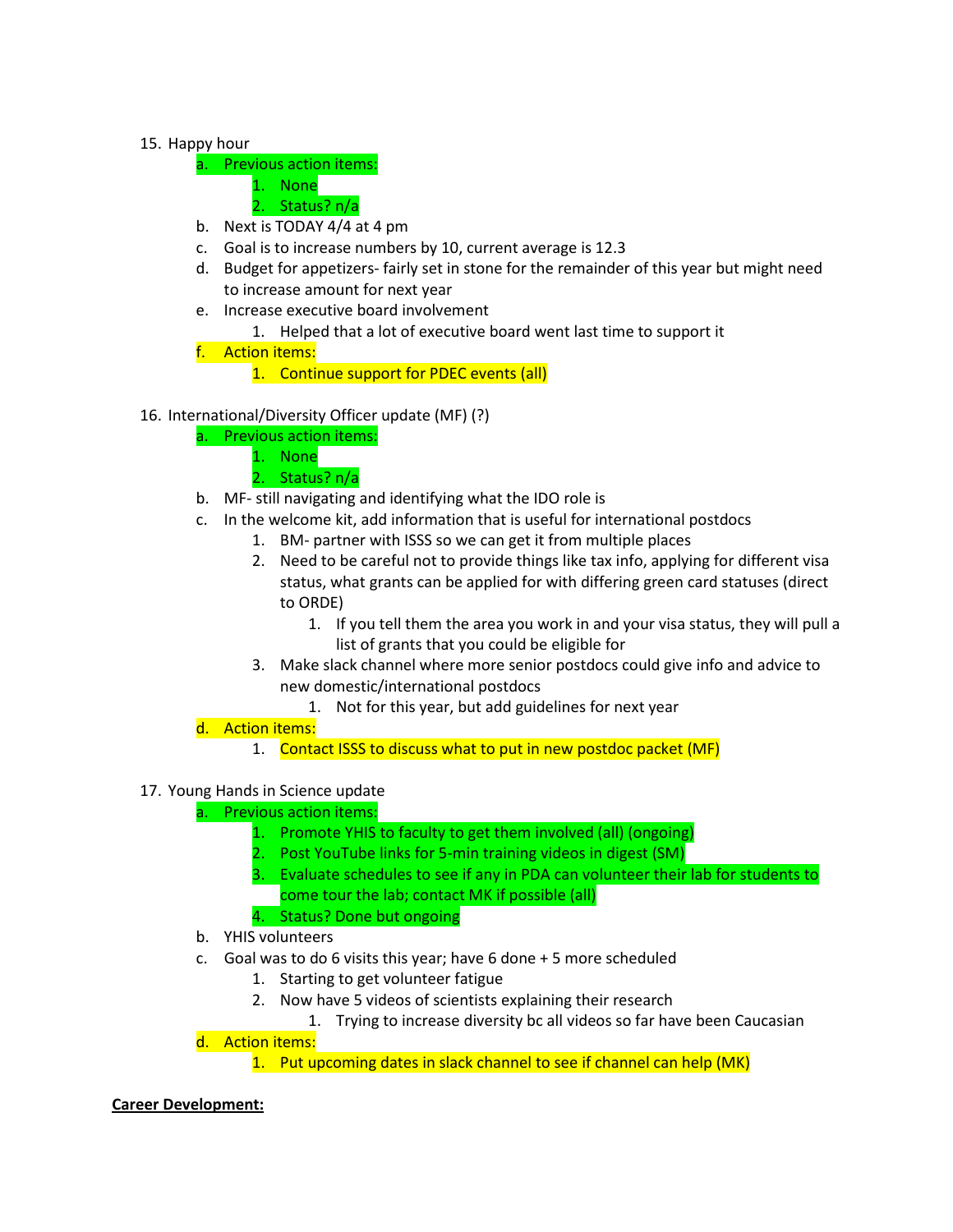15. Happy hour
    a. Previous action items:
        1. None
        2. Status? n/a
    b. Next is TODAY 4/4 at 4 pm
    c. Goal is to increase numbers by 10, current average is 12.3
    d. Budget for appetizers- fairly set in stone for the remainder of this year but might need to increase amount for next year
    e. Increase executive board involvement
        1. Helped that a lot of executive board went last time to support it
    f. Action items:
        1. Continue support for PDEC events (all)

16. International/Diversity Officer update (MF) (?)
    a. Previous action items:
        1. None
        2. Status? n/a
    b. MF- still navigating and identifying what the IDO role is
    c. In the welcome kit, add information that is useful for international postdocs
        1. BM- partner with ISSS so we can get it from multiple places
        2. Need to be careful not to provide things like tax info, applying for different visa status, what grants can be applied for with differing green card statuses (direct to ORDE)
            1. If you tell them the area you work in and your visa status, they will pull a list of grants that you could be eligible for
        3. Make slack channel where more senior postdocs could give info and advice to new domestic/international postdocs
            1. Not for this year, but add guidelines for next year
    d. Action items:
        1. Contact ISSS to discuss what to put in new postdoc packet (MF)

17. Young Hands in Science update
    a. Previous action items:
        1. Promote YHIS to faculty to get them involved (all) (ongoing)
        2. Post YouTube links for 5-min training videos in digest (SM)
        3. Evaluate schedules to see if any in PDA can volunteer their lab for students to come tour the lab; contact MK if possible (all)
        4. Status? Done but ongoing
    b. YHIS volunteers
    c. Goal was to do 6 visits this year; have 6 done + 5 more scheduled
        1. Starting to get volunteer fatigue
        2. Now have 5 videos of scientists explaining their research
            1. Trying to increase diversity bc all videos so far have been Caucasian
    d. Action items:
        1. Put upcoming dates in slack channel to see if channel can help (MK)

**Career Development:**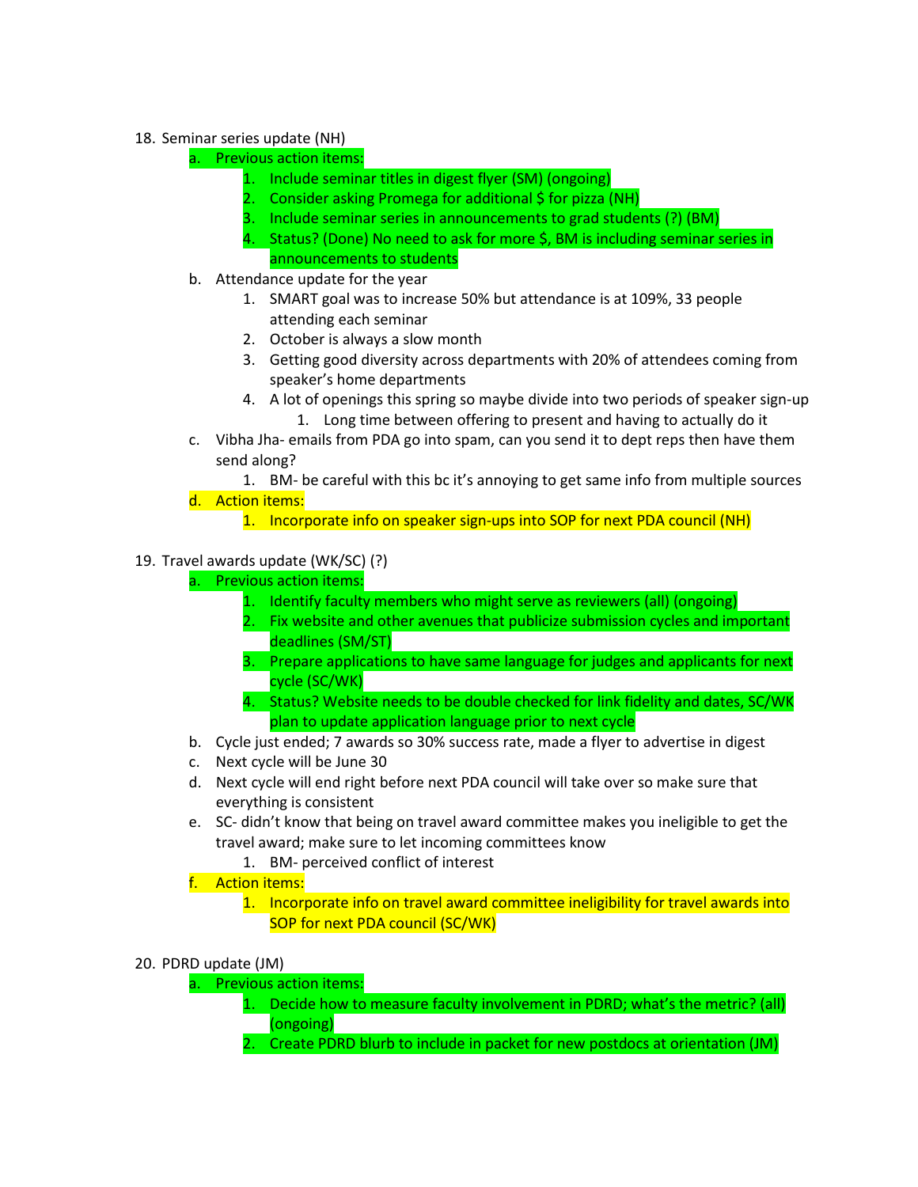18. Seminar series update (NH)
    a. Previous action items:
        1. Include seminar titles in digest flyer (SM) (ongoing)
        2. Consider asking Promega for additional $ for pizza (NH)
        3. Include seminar series in announcements to grad students (?) (BM)
        4. Status? (Done) No need to ask for more $, BM is including seminar series in announcements to students
    b. Attendance update for the year
        1. SMART goal was to increase 50% but attendance is at 109%, 33 people attending each seminar
        2. October is always a slow month
        3. Getting good diversity across departments with 20% of attendees coming from speaker's home departments
        4. A lot of openings this spring so maybe divide into two periods of speaker sign-up
            1. Long time between offering to present and having to actually do it
    c. Vibha Jha- emails from PDA go into spam, can you send it to dept reps then have them send along?
        1. BM- be careful with this bc it's annoying to get same info from multiple sources
    d. Action items:
        1. Incorporate info on speaker sign-ups into SOP for next PDA council (NH)

19. Travel awards update (WK/SC) (?)
    a. Previous action items:
        1. Identify faculty members who might serve as reviewers (all) (ongoing)
        2. Fix website and other avenues that publicize submission cycles and important deadlines (SM/ST)
        3. Prepare applications to have same language for judges and applicants for next cycle (SC/WK)
        4. Status? Website needs to be double checked for link fidelity and dates, SC/WK plan to update application language prior to next cycle
    b. Cycle just ended; 7 awards so 30% success rate, made a flyer to advertise in digest
    c. Next cycle will be June 30
    d. Next cycle will end right before next PDA council will take over so make sure that everything is consistent
    e. SC- didn't know that being on travel award committee makes you ineligible to get the travel award; make sure to let incoming committees know
        1. BM- perceived conflict of interest
    f. Action items:
        1. Incorporate info on travel award committee ineligibility for travel awards into SOP for next PDA council (SC/WK)

20. PDRD update (JM)
    a. Previous action items:
        1. Decide how to measure faculty involvement in PDRD; what's the metric? (all) (ongoing)
        2. Create PDRD blurb to include in packet for new postdocs at orientation (JM)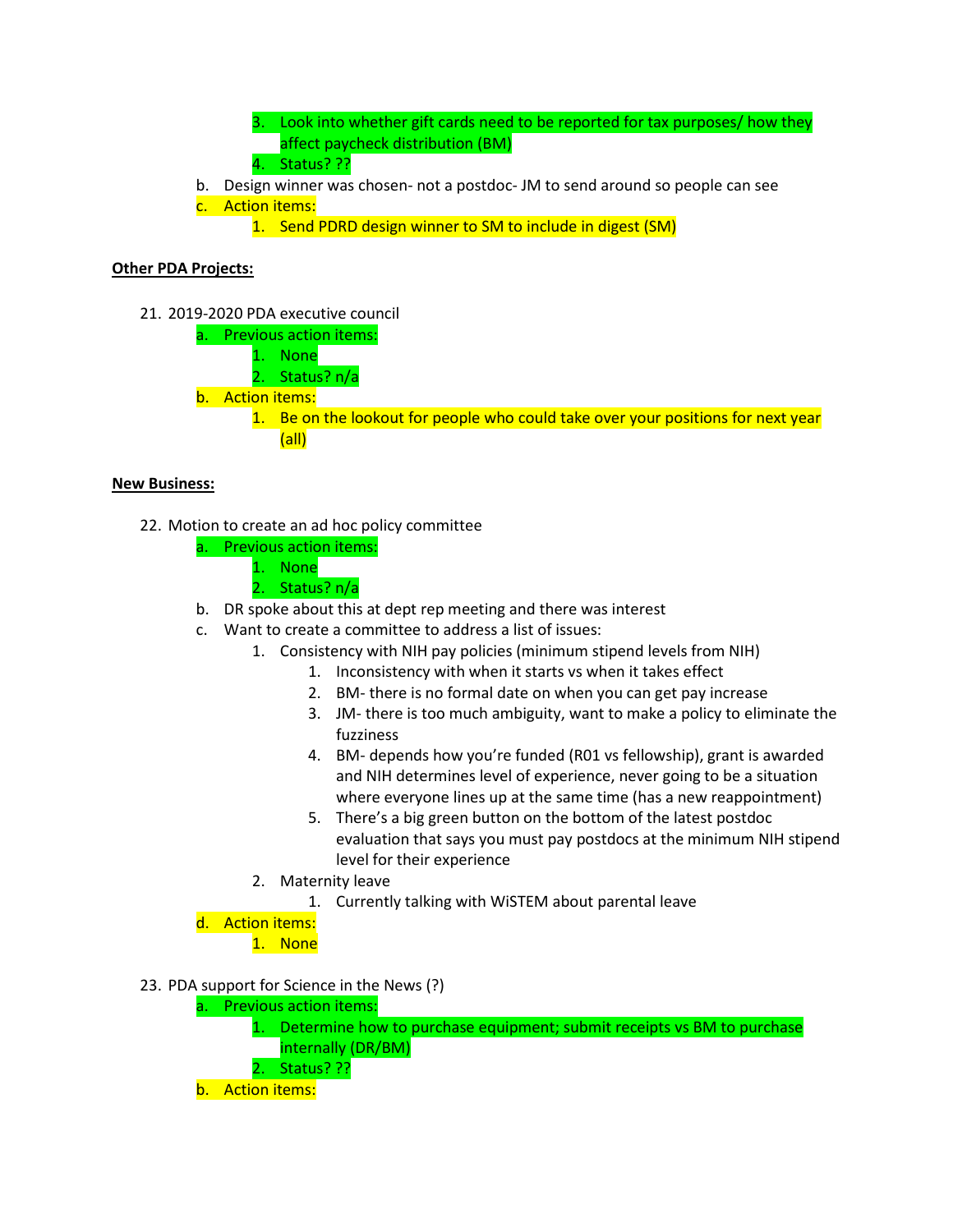3. Look into whether gift cards need to be reported for tax purposes/ how they affect paycheck distribution (BM)
4. Status? ??

b. Design winner was chosen- not a postdoc- JM to send around so people can see
c. Action items:
    1. Send PDRD design winner to SM to include in digest (SM)

**Other PDA Projects:**

21. 2019-2020 PDA executive council
    a. Previous action items:
        1. None
        2. Status? n/a
    b. Action items:
        1. Be on the lookout for people who could take over your positions for next year (all)

**New Business:**

22. Motion to create an ad hoc policy committee
    a. Previous action items:
        1. None
        2. Status? n/a
    b. DR spoke about this at dept rep meeting and there was interest
    c. Want to create a committee to address a list of issues:
        1. Consistency with NIH pay policies (minimum stipend levels from NIH)
            1. Inconsistency with when it starts vs when it takes effect
            2. BM- there is no formal date on when you can get pay increase
            3. JM- there is too much ambiguity, want to make a policy to eliminate the fuzziness
            4. BM- depends how you're funded (R01 vs fellowship), grant is awarded and NIH determines level of experience, never going to be a situation where everyone lines up at the same time (has a new reappointment)
            5. There's a big green button on the bottom of the latest postdoc evaluation that says you must pay postdocs at the minimum NIH stipend level for their experience
        2. Maternity leave
            1. Currently talking with WiSTEM about parental leave
    d. Action items:
        1. None

23. PDA support for Science in the News (?)
    a. Previous action items:
        1. Determine how to purchase equipment; submit receipts vs BM to purchase internally (DR/BM)
        2. Status? ??
    b. Action items: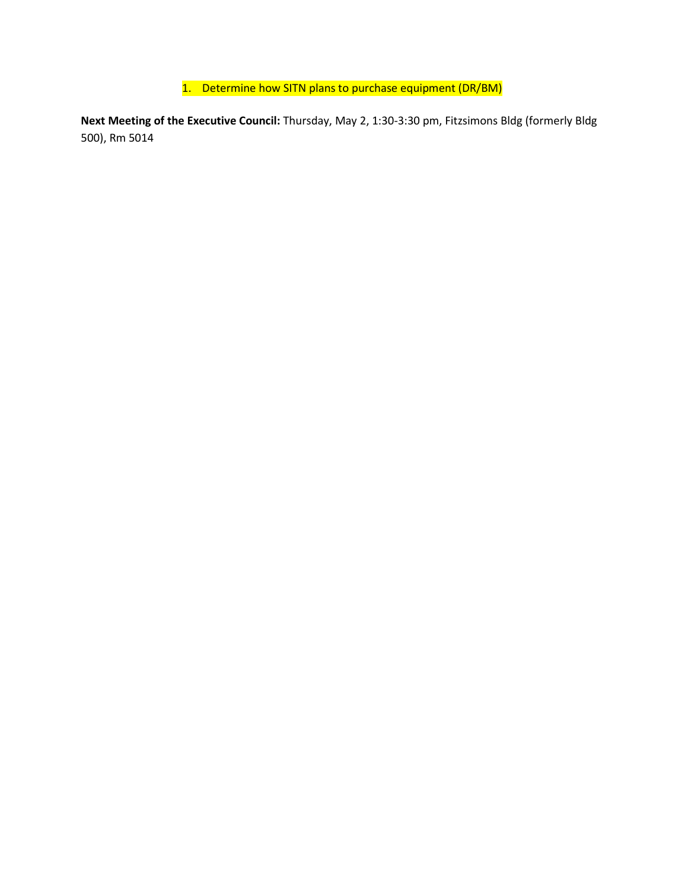1. Determine how SITN plans to purchase equipment (DR/BM)

**Next Meeting of the Executive Council:** Thursday, May 2, 1:30-3:30 pm, Fitzsimons Bldg (formerly Bldg 500), Rm 5014